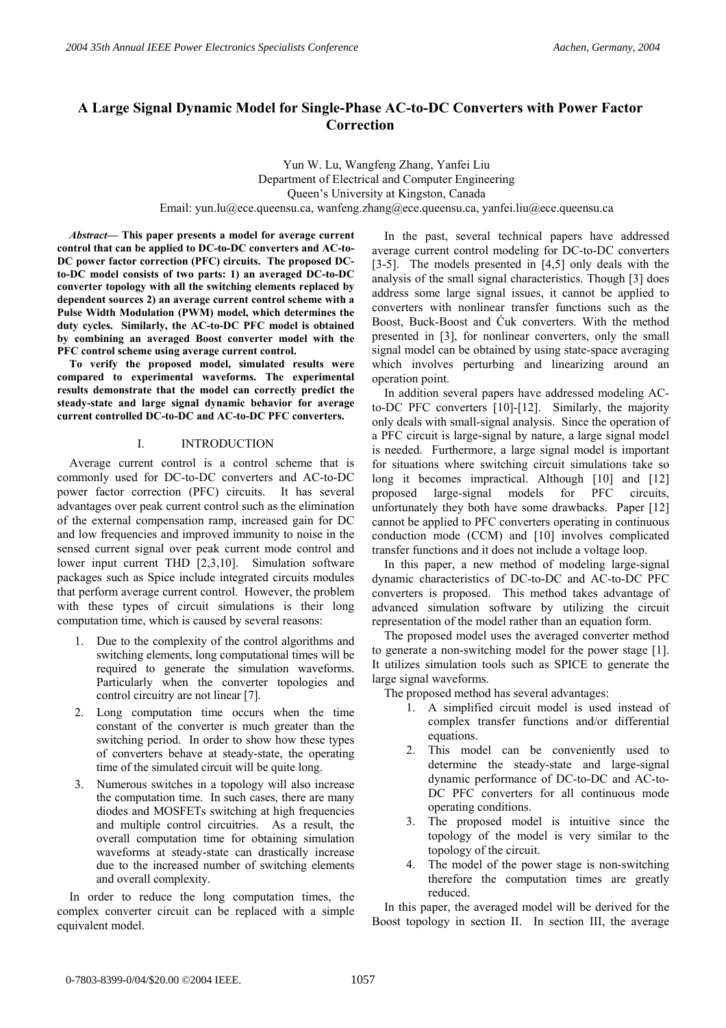# A Large Signal Dynamic Model for Single-Phase AC-to-DC Converters with Power Factor Correction

Yun W. Lu, Wangfeng Zhang, Yanfei Liu
Department of Electrical and Computer Engineering
Queen's University at Kingston, Canada
Email: yun.lu@ece.queensu.ca, wanfeng.zhang@ece.queensu.ca, yanfei.liu@ece.queensu.ca

***Abstract*— This paper presents a model for average current control that can be applied to DC-to-DC converters and AC-to-DC power factor correction (PFC) circuits. The proposed DC-to-DC model consists of two parts: 1) an averaged DC-to-DC converter topology with all the switching elements replaced by dependent sources 2) an average current control scheme with a Pulse Width Modulation (PWM) model, which determines the duty cycles. Similarly, the AC-to-DC PFC model is obtained by combining an averaged Boost converter model with the PFC control scheme using average current control.**

**To verify the proposed model, simulated results were compared to experimental waveforms. The experimental results demonstrate that the model can correctly predict the steady-state and large signal dynamic behavior for average current controlled DC-to-DC and AC-to-DC PFC converters.**

## I. INTRODUCTION

Average current control is a control scheme that is commonly used for DC-to-DC converters and AC-to-DC power factor correction (PFC) circuits. It has several advantages over peak current control such as the elimination of the external compensation ramp, increased gain for DC and low frequencies and improved immunity to noise in the sensed current signal over peak current mode control and lower input current THD [2,3,10]. Simulation software packages such as Spice include integrated circuits modules that perform average current control. However, the problem with these types of circuit simulations is their long computation time, which is caused by several reasons:

1. Due to the complexity of the control algorithms and switching elements, long computational times will be required to generate the simulation waveforms. Particularly when the converter topologies and control circuitry are not linear [7].
2. Long computation time occurs when the time constant of the converter is much greater than the switching period. In order to show how these types of converters behave at steady-state, the operating time of the simulated circuit will be quite long.
3. Numerous switches in a topology will also increase the computation time. In such cases, there are many diodes and MOSFETs switching at high frequencies and multiple control circuitries. As a result, the overall computation time for obtaining simulation waveforms at steady-state can drastically increase due to the increased number of switching elements and overall complexity.

In order to reduce the long computation times, the complex converter circuit can be replaced with a simple equivalent model.

In the past, several technical papers have addressed average current control modeling for DC-to-DC converters [3-5]. The models presented in [4,5] only deals with the analysis of the small signal characteristics. Though [3] does address some large signal issues, it cannot be applied to converters with nonlinear transfer functions such as the Boost, Buck-Boost and Ćuk converters. With the method presented in [3], for nonlinear converters, only the small signal model can be obtained by using state-space averaging which involves perturbing and linearizing around an operation point.

In addition several papers have addressed modeling AC-to-DC PFC converters [10]-[12]. Similarly, the majority only deals with small-signal analysis. Since the operation of a PFC circuit is large-signal by nature, a large signal model is needed. Furthermore, a large signal model is important for situations where switching circuit simulations take so long it becomes impractical. Although [10] and [12] proposed large-signal models for PFC circuits, unfortunately they both have some drawbacks. Paper [12] cannot be applied to PFC converters operating in continuous conduction mode (CCM) and [10] involves complicated transfer functions and it does not include a voltage loop.

In this paper, a new method of modeling large-signal dynamic characteristics of DC-to-DC and AC-to-DC PFC converters is proposed. This method takes advantage of advanced simulation software by utilizing the circuit representation of the model rather than an equation form.

The proposed model uses the averaged converter method to generate a non-switching model for the power stage [1]. It utilizes simulation tools such as SPICE to generate the large signal waveforms.

The proposed method has several advantages:

1. A simplified circuit model is used instead of complex transfer functions and/or differential equations.
2. This model can be conveniently used to determine the steady-state and large-signal dynamic performance of DC-to-DC and AC-to-DC PFC converters for all continuous mode operating conditions.
3. The proposed model is intuitive since the topology of the model is very similar to the topology of the circuit.
4. The model of the power stage is non-switching therefore the computation times are greatly reduced.

In this paper, the averaged model will be derived for the Boost topology in section II. In section III, the average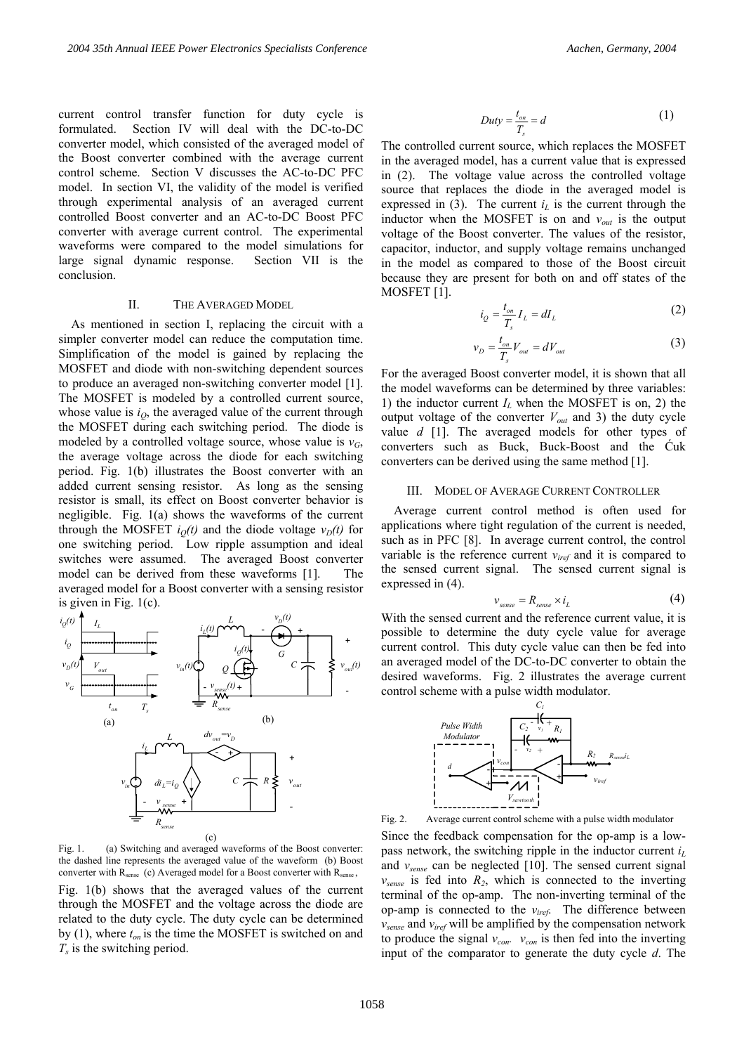current control transfer function for duty cycle is formulated. Section IV will deal with the DC-to-DC converter model, which consisted of the averaged model of the Boost converter combined with the average current control scheme. Section V discusses the AC-to-DC PFC model. In section VI, the validity of the model is verified through experimental analysis of an averaged current controlled Boost converter and an AC-to-DC Boost PFC converter with average current control. The experimental waveforms were compared to the model simulations for large signal dynamic response. Section VII is the conclusion.

## II. THE AVERAGED MODEL

As mentioned in section I, replacing the circuit with a simpler converter model can reduce the computation time. Simplification of the model is gained by replacing the MOSFET and diode with non-switching dependent sources to produce an averaged non-switching converter model [1]. The MOSFET is modeled by a controlled current source, whose value is $i_Q$, the averaged value of the current through the MOSFET during each switching period. The diode is modeled by a controlled voltage source, whose value is $v_G$, the average voltage across the diode for each switching period. Fig. 1(b) illustrates the Boost converter with an added current sensing resistor. As long as the sensing resistor is small, its effect on Boost converter behavior is negligible. Fig. 1(a) shows the waveforms of the current through the MOSFET $i_Q(t)$ and the diode voltage $v_D(t)$ for one switching period. Low ripple assumption and ideal switches were assumed. The averaged Boost converter model can be derived from these waveforms [1]. The averaged model for a Boost converter with a sensing resistor is given in Fig. 1(c).

Fig. 1. (a) Switching and averaged waveforms of the Boost converter: the dashed line represents the averaged value of the waveform (b) Boost converter with $R_{sense}$ (c) Averaged model for a Boost converter with $R_{sense}$,

Fig. 1(b) shows that the averaged values of the current through the MOSFET and the voltage across the diode are related to the duty cycle. The duty cycle can be determined by (1), where $t_{on}$ is the time the MOSFET is switched on and $T_s$ is the switching period.

$$Duty = \frac{t_{on}}{T_s} = d \tag{1}$$

The controlled current source, which replaces the MOSFET in the averaged model, has a current value that is expressed in (2). The voltage value across the controlled voltage source that replaces the diode in the averaged model is expressed in (3). The current $i_L$ is the current through the inductor when the MOSFET is on and $v_{out}$ is the output voltage of the Boost converter. The values of the resistor, capacitor, inductor, and supply voltage remains unchanged in the model as compared to those of the Boost circuit because they are present for both on and off states of the MOSFET [1].

$$i_Q = \frac{t_{on}}{T_s} I_L = dI_L \tag{2}$$

$$v_D = \frac{t_{on}}{T_s} V_{out} = dV_{out} \tag{3}$$

For the averaged Boost converter model, it is shown that all the model waveforms can be determined by three variables: 1) the inductor current $I_L$ when the MOSFET is on, 2) the output voltage of the converter $V_{out}$ and 3) the duty cycle value $d$ [1]. The averaged models for other types of converters such as Buck, Buck-Boost and the Ćuk converters can be derived using the same method [1].

## III. MODEL OF AVERAGE CURRENT CONTROLLER

Average current control method is often used for applications where tight regulation of the current is needed, such as in PFC [8]. In average current control, the control variable is the reference current $v_{iref}$ and it is compared to the sensed current signal. The sensed current signal is expressed in (4).

$$v_{sense} = R_{sense} \times i_L \tag{4}$$

With the sensed current and the reference current value, it is possible to determine the duty cycle value for average current control. This duty cycle value can then be fed into an averaged model of the DC-to-DC converter to obtain the desired waveforms. Fig. 2 illustrates the average current control scheme with a pulse width modulator.

Fig. 2. Average current control scheme with a pulse width modulator

Since the feedback compensation for the op-amp is a low-pass network, the switching ripple in the inductor current $i_L$ and $v_{sense}$ can be neglected [10]. The sensed current signal $v_{sense}$ is fed into $R_2$, which is connected to the inverting terminal of the op-amp. The non-inverting terminal of the op-amp is connected to the $v_{iref}$. The difference between $v_{sense}$ and $v_{iref}$ will be amplified by the compensation network to produce the signal $v_{con}$. $v_{con}$ is then fed into the inverting input of the comparator to generate the duty cycle $d$. The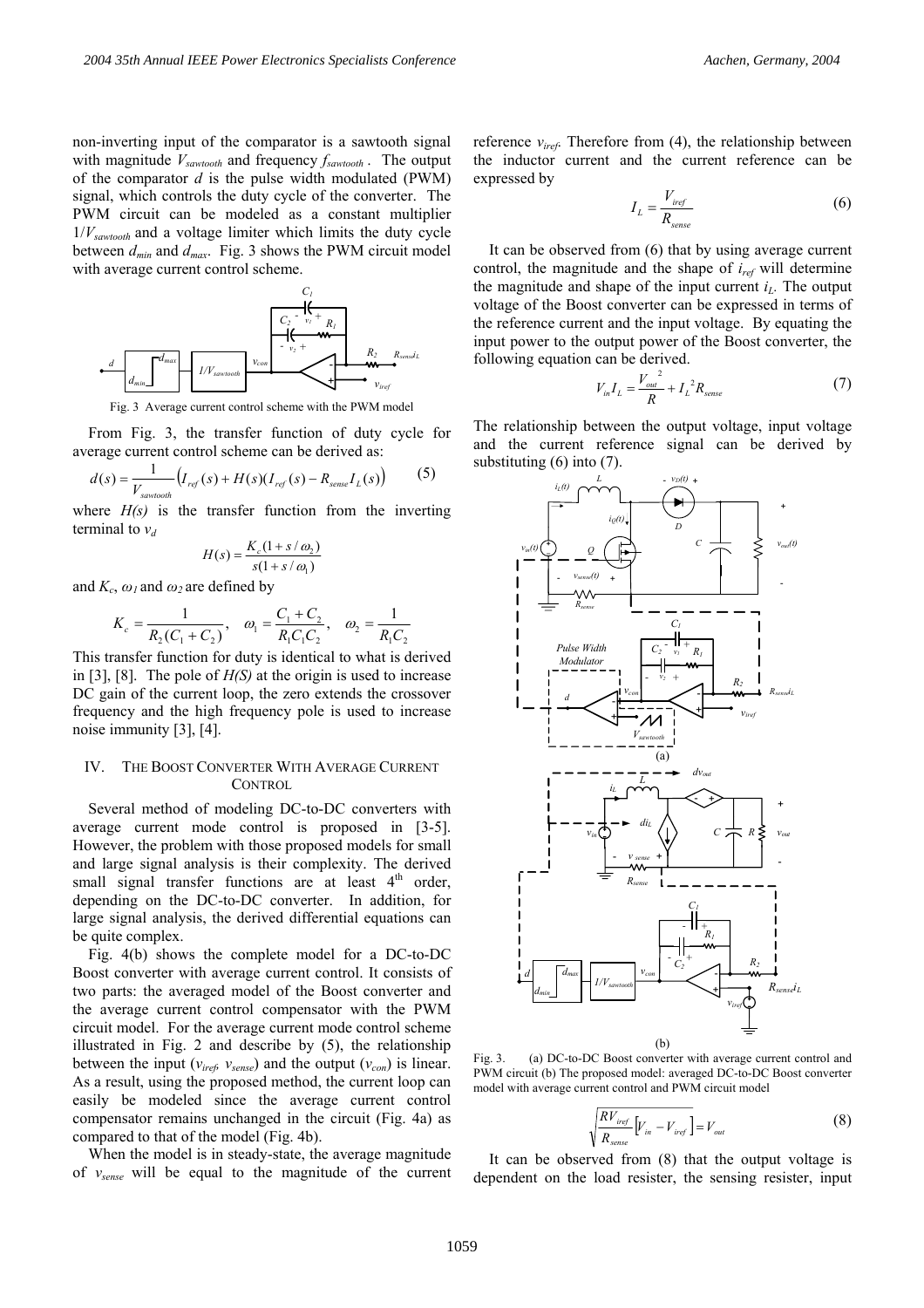non-inverting input of the comparator is a sawtooth signal with magnitude $V_{sawtooth}$ and frequency $f_{sawtooth}$. The output of the comparator $d$ is the pulse width modulated (PWM) signal, which controls the duty cycle of the converter. The PWM circuit can be modeled as a constant multiplier $1/V_{sawtooth}$ and a voltage limiter which limits the duty cycle between $d_{min}$ and $d_{max}$. Fig. 3 shows the PWM circuit model with average current control scheme.

Fig. 3 Average current control scheme with the PWM model

From Fig. 3, the transfer function of duty cycle for average current control scheme can be derived as:

$$d(s) = \frac{1}{V_{sawtooth}}\left(I_{ref}(s) + H(s)(I_{ref}(s) - R_{sense}I_L(s)\right) \tag{5}$$

where $H(s)$ is the transfer function from the inverting terminal to $v_d$

$$H(s) = \frac{K_c(1 + s/\omega_2)}{s(1 + s/\omega_1)}$$

and $K_c$, $\omega_1$ and $\omega_2$ are defined by

$$K_c = \frac{1}{R_2(C_1 + C_2)}, \quad \omega_1 = \frac{C_1 + C_2}{R_1 C_1 C_2}, \quad \omega_2 = \frac{1}{R_1 C_2}$$

This transfer function for duty is identical to what is derived in [3], [8]. The pole of $H(S)$ at the origin is used to increase DC gain of the current loop, the zero extends the crossover frequency and the high frequency pole is used to increase noise immunity [3], [4].

## IV. The Boost Converter With Average Current Control

Several method of modeling DC-to-DC converters with average current mode control is proposed in [3-5]. However, the problem with those proposed models for small and large signal analysis is their complexity. The derived small signal transfer functions are at least 4[th] order, depending on the DC-to-DC converter. In addition, for large signal analysis, the derived differential equations can be quite complex.

Fig. 4(b) shows the complete model for a DC-to-DC Boost converter with average current control. It consists of two parts: the averaged model of the Boost converter and the average current control compensator with the PWM circuit model. For the average current mode control scheme illustrated in Fig. 2 and describe by (5), the relationship between the input ($v_{iref}$, $v_{sense}$) and the output ($v_{con}$) is linear. As a result, using the proposed method, the current loop can easily be modeled since the average current control compensator remains unchanged in the circuit (Fig. 4a) as compared to that of the model (Fig. 4b).

When the model is in steady-state, the average magnitude of $v_{sense}$ will be equal to the magnitude of the current reference $v_{iref}$. Therefore from (4), the relationship between the inductor current and the current reference can be expressed by

$$I_L = \frac{V_{iref}}{R_{sense}} \tag{6}$$

It can be observed from (6) that by using average current control, the magnitude and the shape of $i_{ref}$ will determine the magnitude and shape of the input current $i_L$. The output voltage of the Boost converter can be expressed in terms of the reference current and the input voltage. By equating the input power to the output power of the Boost converter, the following equation can be derived.

$$V_{in}I_L = \frac{V_{out}^2}{R} + I_L^2 R_{sense} \tag{7}$$

The relationship between the output voltage, input voltage and the current reference signal can be derived by substituting (6) into (7).

Fig. 3. (a) DC-to-DC Boost converter with average current control and PWM circuit (b) The proposed model: averaged DC-to-DC Boost converter model with average current control and PWM circuit model

$$\sqrt{\frac{RV_{iref}}{R_{sense}}\left[V_{in} - V_{iref}\right]} = V_{out} \tag{8}$$

It can be observed from (8) that the output voltage is dependent on the load resister, the sensing resister, input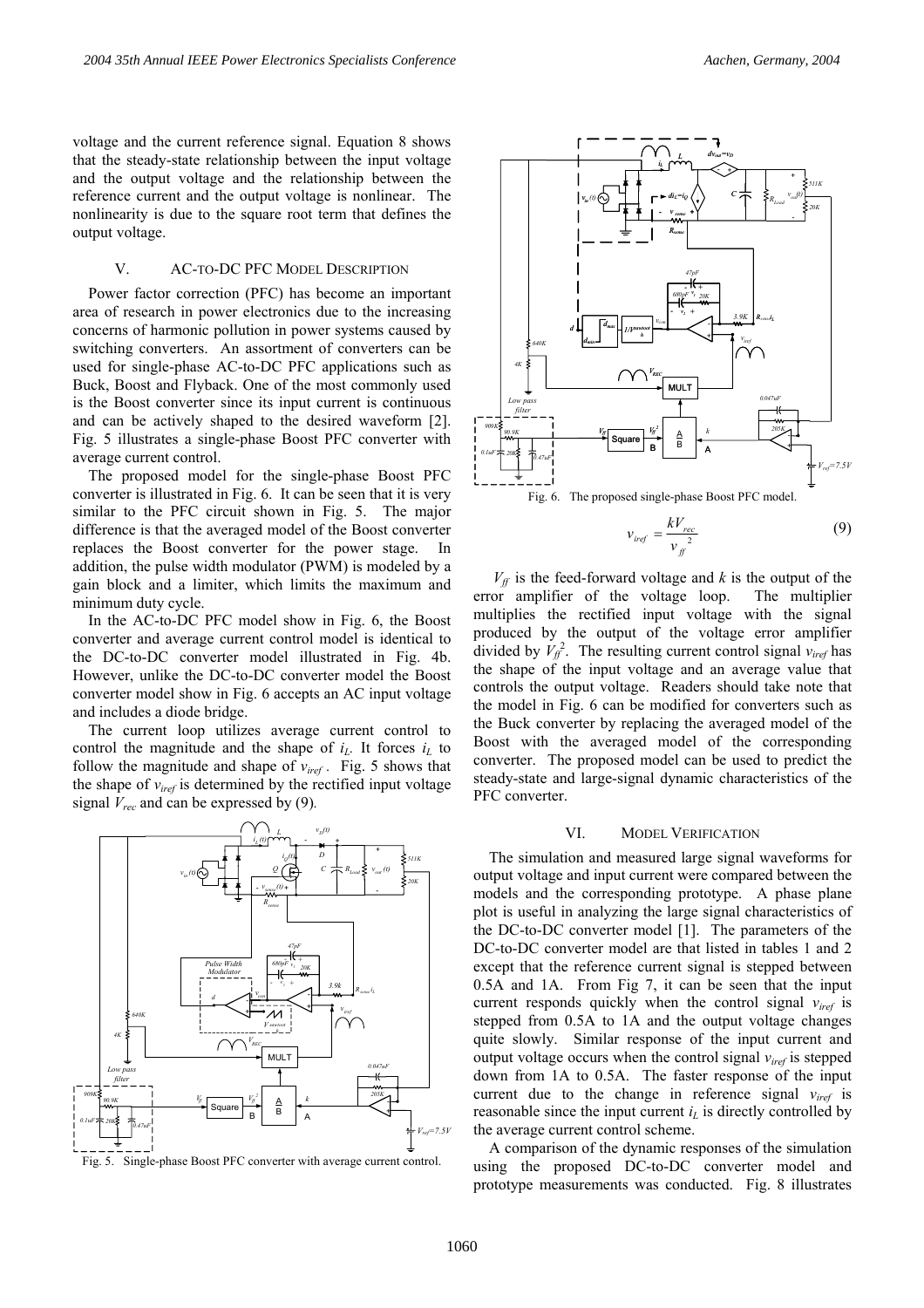voltage and the current reference signal. Equation 8 shows that the steady-state relationship between the input voltage and the output voltage and the relationship between the reference current and the output voltage is nonlinear. The nonlinearity is due to the square root term that defines the output voltage.

## V. AC-TO-DC PFC MODEL DESCRIPTION

Power factor correction (PFC) has become an important area of research in power electronics due to the increasing concerns of harmonic pollution in power systems caused by switching converters. An assortment of converters can be used for single-phase AC-to-DC PFC applications such as Buck, Boost and Flyback. One of the most commonly used is the Boost converter since its input current is continuous and can be actively shaped to the desired waveform [2]. Fig. 5 illustrates a single-phase Boost PFC converter with average current control.

The proposed model for the single-phase Boost PFC converter is illustrated in Fig. 6. It can be seen that it is very similar to the PFC circuit shown in Fig. 5. The major difference is that the averaged model of the Boost converter replaces the Boost converter for the power stage. In addition, the pulse width modulator (PWM) is modeled by a gain block and a limiter, which limits the maximum and minimum duty cycle.

In the AC-to-DC PFC model show in Fig. 6, the Boost converter and average current control model is identical to the DC-to-DC converter model illustrated in Fig. 4b. However, unlike the DC-to-DC converter model the Boost converter model show in Fig. 6 accepts an AC input voltage and includes a diode bridge.

The current loop utilizes average current control to control the magnitude and the shape of $i_L$. It forces $i_L$ to follow the magnitude and shape of $v_{iref}$. Fig. 5 shows that the shape of $v_{iref}$ is determined by the rectified input voltage signal $V_{rec}$ and can be expressed by (9).

Fig. 5. Single-phase Boost PFC converter with average current control.

Fig. 6. The proposed single-phase Boost PFC model.

$$v_{iref} = \frac{kV_{rec}}{v_{ff}^{\ 2}} \tag{9}$$

$V_{ff}$ is the feed-forward voltage and $k$ is the output of the error amplifier of the voltage loop. The multiplier multiplies the rectified input voltage with the signal produced by the output of the voltage error amplifier divided by $V_{ff}^2$. The resulting current control signal $v_{iref}$ has the shape of the input voltage and an average value that controls the output voltage. Readers should take note that the model in Fig. 6 can be modified for converters such as the Buck converter by replacing the averaged model of the Boost with the averaged model of the corresponding converter. The proposed model can be used to predict the steady-state and large-signal dynamic characteristics of the PFC converter.

## VI. MODEL VERIFICATION

The simulation and measured large signal waveforms for output voltage and input current were compared between the models and the corresponding prototype. A phase plane plot is useful in analyzing the large signal characteristics of the DC-to-DC converter model [1]. The parameters of the DC-to-DC converter model are that listed in tables 1 and 2 except that the reference current signal is stepped between 0.5A and 1A. From Fig 7, it can be seen that the input current responds quickly when the control signal $v_{iref}$ is stepped from 0.5A to 1A and the output voltage changes quite slowly. Similar response of the input current and output voltage occurs when the control signal $v_{iref}$ is stepped down from 1A to 0.5A. The faster response of the input current due to the change in reference signal $v_{iref}$ is reasonable since the input current $i_L$ is directly controlled by the average current control scheme.

A comparison of the dynamic responses of the simulation using the proposed DC-to-DC converter model and prototype measurements was conducted. Fig. 8 illustrates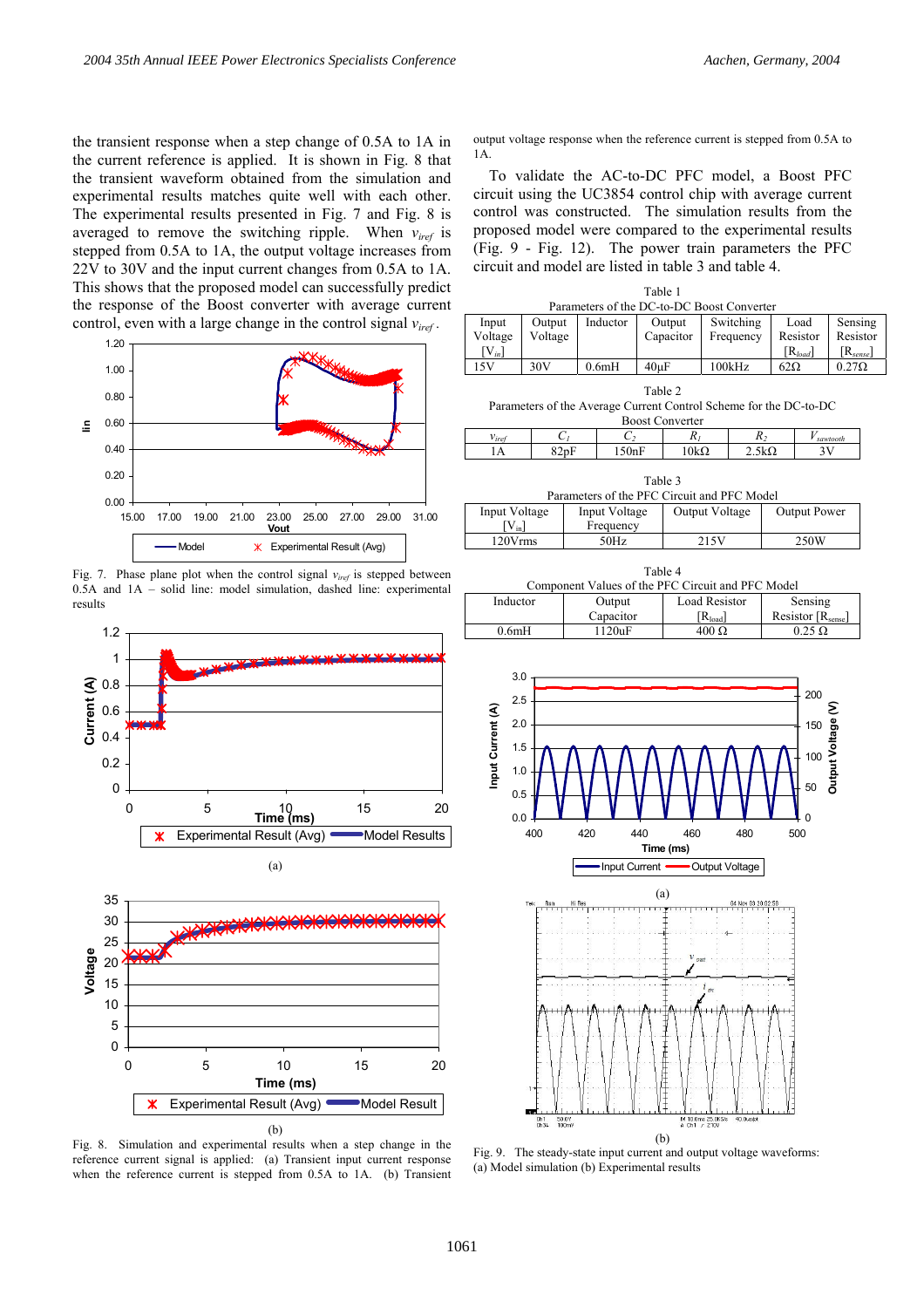the transient response when a step change of 0.5A to 1A in the current reference is applied. It is shown in Fig. 8 that the transient waveform obtained from the simulation and experimental results matches quite well with each other. The experimental results presented in Fig. 7 and Fig. 8 is averaged to remove the switching ripple. When $v_{iref}$ is stepped from 0.5A to 1A, the output voltage increases from 22V to 30V and the input current changes from 0.5A to 1A. This shows that the proposed model can successfully predict the response of the Boost converter with average current control, even with a large change in the control signal $v_{iref}$.

Fig. 7. Phase plane plot when the control signal $v_{iref}$ is stepped between 0.5A and 1A – solid line: model simulation, dashed line: experimental results

(a)

(b)

Fig. 8. Simulation and experimental results when a step change in the reference current signal is applied: (a) Transient input current response when the reference current is stepped from 0.5A to 1A. (b) Transient output voltage response when the reference current is stepped from 0.5A to 1A.

To validate the AC-to-DC PFC model, a Boost PFC circuit using the UC3854 control chip with average current control was constructed. The simulation results from the proposed model were compared to the experimental results (Fig. 9 - Fig. 12). The power train parameters the PFC circuit and model are listed in table 3 and table 4.

Table 1
Parameters of the DC-to-DC Boost Converter

| Input Voltage [$V_{in}$] | Output Voltage | Inductor | Output Capacitor | Switching Frequency | Load Resistor [$R_{load}$] | Sensing Resistor [$R_{sense}$] |
|---|---|---|---|---|---|---|
| 15V | 30V | 0.6mH | 40µF | 100kHz | 62Ω | 0.27Ω |

Table 2
Parameters of the Average Current Control Scheme for the DC-to-DC Boost Converter

| $v_{iref}$ | $C_1$ | $C_2$ | $R_1$ | $R_2$ | $V_{sawtooth}$ |
|---|---|---|---|---|---|
| 1A | 82pF | 150nF | 10kΩ | 2.5kΩ | 3V |

Table 3
Parameters of the PFC Circuit and PFC Model

| Input Voltage [$V_{in}$] | Input Voltage Frequency | Output Voltage | Output Power |
|---|---|---|---|
| 120Vrms | 50Hz | 215V | 250W |

Table 4
Component Values of the PFC Circuit and PFC Model

| Inductor | Output Capacitor | Load Resistor [$R_{load}$] | Sensing Resistor [$R_{sense}$] |
|---|---|---|---|
| 0.6mH | 1120uF | 400 Ω | 0.25 Ω |

(a)

(b)

Fig. 9. The steady-state input current and output voltage waveforms: (a) Model simulation (b) Experimental results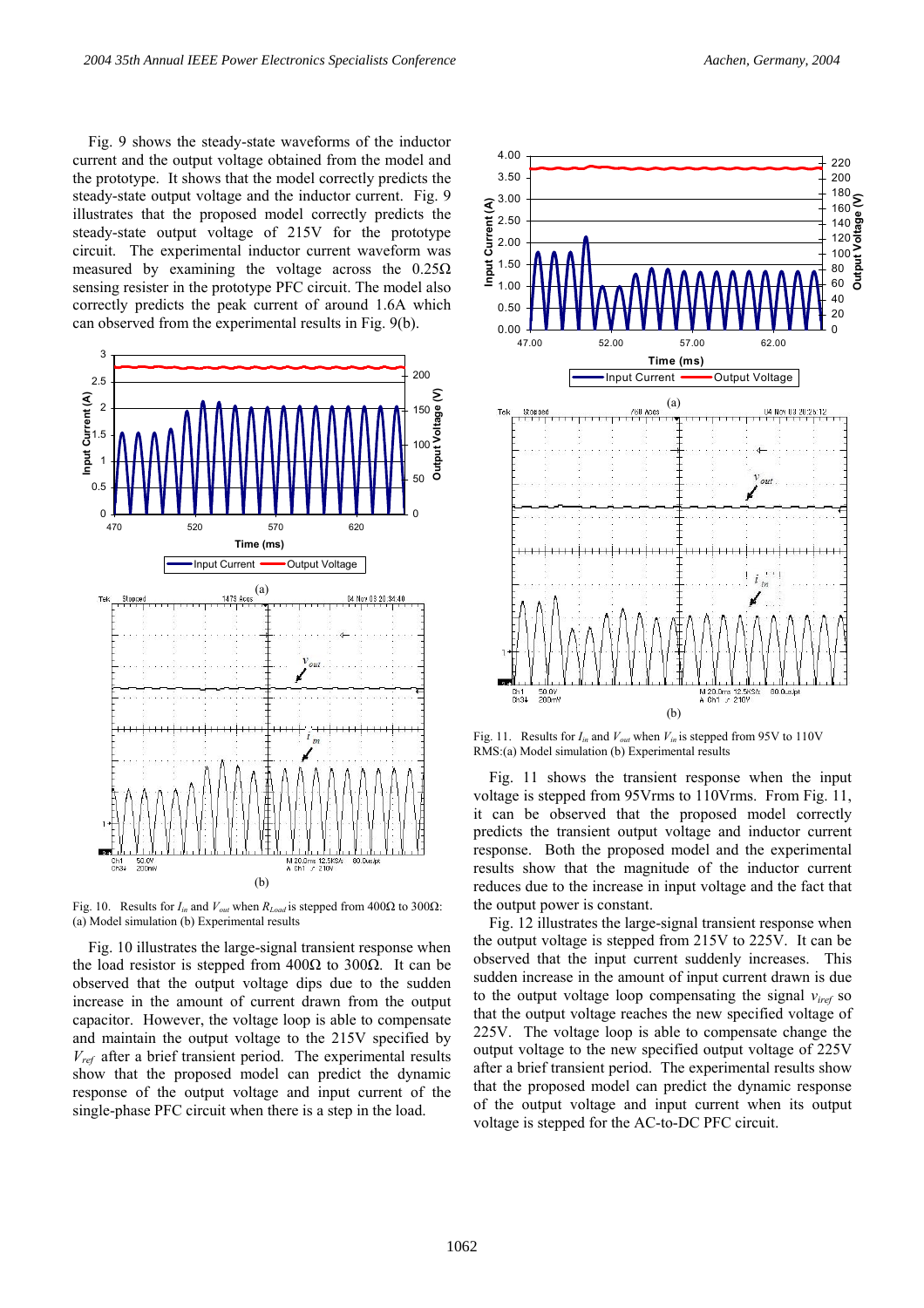Fig. 9 shows the steady-state waveforms of the inductor current and the output voltage obtained from the model and the prototype. It shows that the model correctly predicts the steady-state output voltage and the inductor current. Fig. 9 illustrates that the proposed model correctly predicts the steady-state output voltage of 215V for the prototype circuit. The experimental inductor current waveform was measured by examining the voltage across the 0.25Ω sensing resister in the prototype PFC circuit. The model also correctly predicts the peak current of around 1.6A which can observed from the experimental results in Fig. 9(b).

Fig. 10. Results for $I_{in}$ and $V_{out}$ when $R_{Load}$ is stepped from 400Ω to 300Ω: (a) Model simulation (b) Experimental results

Fig. 10 illustrates the large-signal transient response when the load resistor is stepped from 400Ω to 300Ω. It can be observed that the output voltage dips due to the sudden increase in the amount of current drawn from the output capacitor. However, the voltage loop is able to compensate and maintain the output voltage to the 215V specified by $V_{ref}$ after a brief transient period. The experimental results show that the proposed model can predict the dynamic response of the output voltage and input current of the single-phase PFC circuit when there is a step in the load.

Fig. 11. Results for $I_{in}$ and $V_{out}$ when $V_{in}$ is stepped from 95V to 110V RMS:(a) Model simulation (b) Experimental results

Fig. 11 shows the transient response when the input voltage is stepped from 95Vrms to 110Vrms. From Fig. 11, it can be observed that the proposed model correctly predicts the transient output voltage and inductor current response. Both the proposed model and the experimental results show that the magnitude of the inductor current reduces due to the increase in input voltage and the fact that the output power is constant.

Fig. 12 illustrates the large-signal transient response when the output voltage is stepped from 215V to 225V. It can be observed that the input current suddenly increases. This sudden increase in the amount of input current drawn is due to the output voltage loop compensating the signal $v_{iref}$ so that the output voltage reaches the new specified voltage of 225V. The voltage loop is able to compensate change the output voltage to the new specified output voltage of 225V after a brief transient period. The experimental results show that the proposed model can predict the dynamic response of the output voltage and input current when its output voltage is stepped for the AC-to-DC PFC circuit.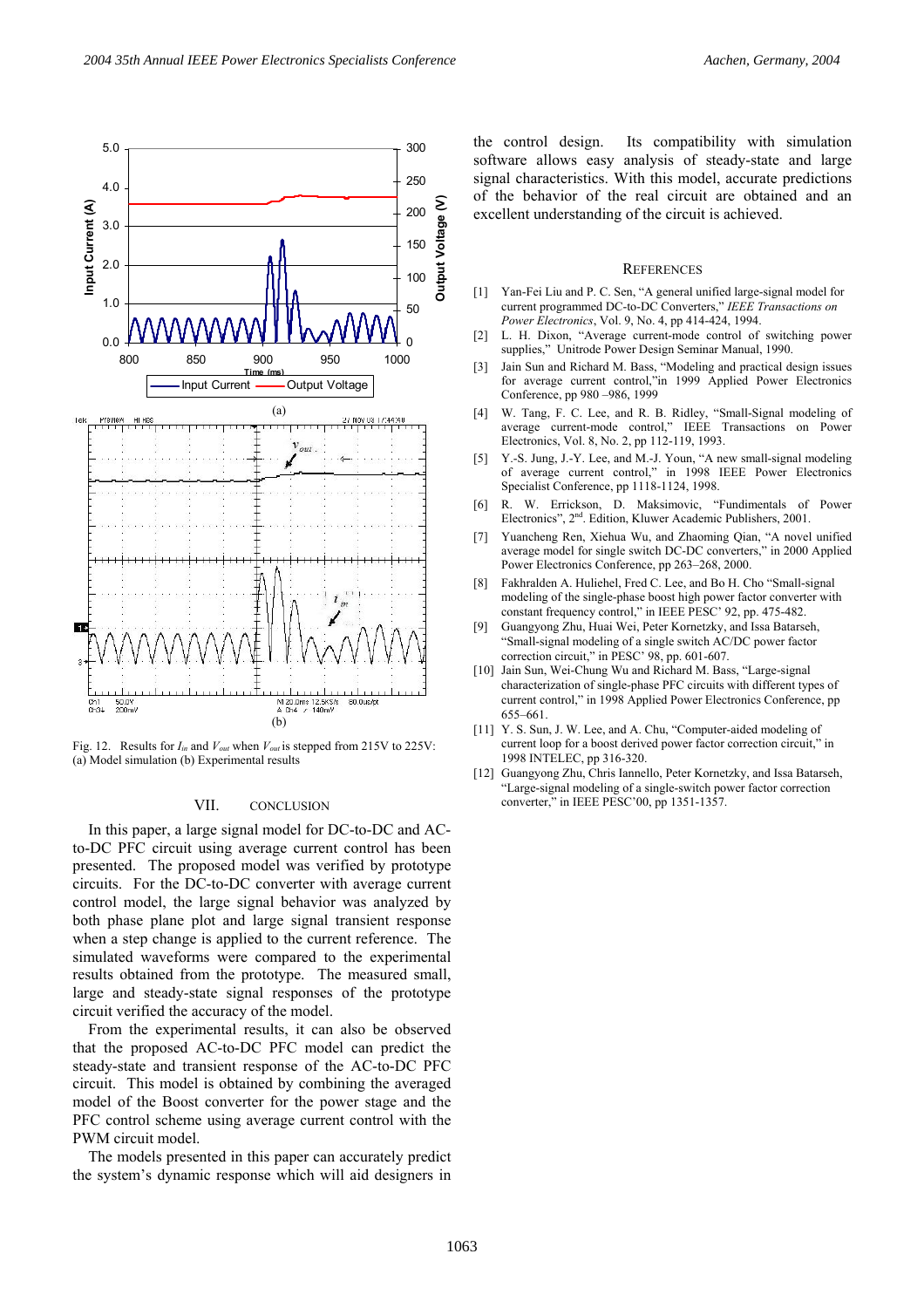5.0
4.0
3.0
2.0
1.0
0.0
Input Current (A)
300
250
200
150
100
50
0
Output Voltage (V)
800
850
900
950
1000
Time (ms)
Input Current
Output Voltage

(a)

Tek
$V_{out}$
$i_{in}$
Ch1 50.0V
Ch4 200mV
M 20.0ms 12.5kS/s 80.0us/pt
A Ch4 ∕ 140mV

(b)

Fig. 12. Results for $I_{in}$ and $V_{out}$ when $V_{out}$ is stepped from 215V to 225V: (a) Model simulation (b) Experimental results

## VII. CONCLUSION

In this paper, a large signal model for DC-to-DC and AC-to-DC PFC circuit using average current control has been presented. The proposed model was verified by prototype circuits. For the DC-to-DC converter with average current control model, the large signal behavior was analyzed by both phase plane plot and large signal transient response when a step change is applied to the current reference. The simulated waveforms were compared to the experimental results obtained from the prototype. The measured small, large and steady-state signal responses of the prototype circuit verified the accuracy of the model.

From the experimental results, it can also be observed that the proposed AC-to-DC PFC model can predict the steady-state and transient response of the AC-to-DC PFC circuit. This model is obtained by combining the averaged model of the Boost converter for the power stage and the PFC control scheme using average current control with the PWM circuit model.

The models presented in this paper can accurately predict the system's dynamic response which will aid designers in the control design. Its compatibility with simulation software allows easy analysis of steady-state and large signal characteristics. With this model, accurate predictions of the behavior of the real circuit are obtained and an excellent understanding of the circuit is achieved.

## REFERENCES

[1] Yan-Fei Liu and P. C. Sen, "A general unified large-signal model for current programmed DC-to-DC Converters," *IEEE Transactions on Power Electronics*, Vol. 9, No. 4, pp 414-424, 1994.

[2] L. H. Dixon, "Average current-mode control of switching power supplies," Unitrode Power Design Seminar Manual, 1990.

[3] Jain Sun and Richard M. Bass, "Modeling and practical design issues for average current control,"in 1999 Applied Power Electronics Conference, pp 980 –986, 1999

[4] W. Tang, F. C. Lee, and R. B. Ridley, "Small-Signal modeling of average current-mode control," IEEE Transactions on Power Electronics, Vol. 8, No. 2, pp 112-119, 1993.

[5] Y.-S. Jung, J.-Y. Lee, and M.-J. Youn, "A new small-signal modeling of average current control," in 1998 IEEE Power Electronics Specialist Conference, pp 1118-1124, 1998.

[6] R. W. Errickson, D. Maksimovic, "Fundimentals of Power Electronics", 2[nd]. Edition, Kluwer Academic Publishers, 2001.

[7] Yuancheng Ren, Xiehua Wu, and Zhaoming Qian, "A novel unified average model for single switch DC-DC converters," in 2000 Applied Power Electronics Conference, pp 263–268, 2000.

[8] Fakhralden A. Huliehel, Fred C. Lee, and Bo H. Cho "Small-signal modeling of the single-phase boost high power factor converter with constant frequency control," in IEEE PESC' 92, pp. 475-482.

[9] Guangyong Zhu, Huai Wei, Peter Kornetzky, and Issa Batarseh, "Small-signal modeling of a single switch AC/DC power factor correction circuit," in PESC' 98, pp. 601-607.

[10] Jain Sun, Wei-Chung Wu and Richard M. Bass, "Large-signal characterization of single-phase PFC circuits with different types of current control," in 1998 Applied Power Electronics Conference, pp 655–661.

[11] Y. S. Sun, J. W. Lee, and A. Chu, "Computer-aided modeling of current loop for a boost derived power factor correction circuit," in 1998 INTELEC, pp 316-320.

[12] Guangyong Zhu, Chris Iannello, Peter Kornetzky, and Issa Batarseh, "Large-signal modeling of a single-switch power factor correction converter," in IEEE PESC'00, pp 1351-1357.